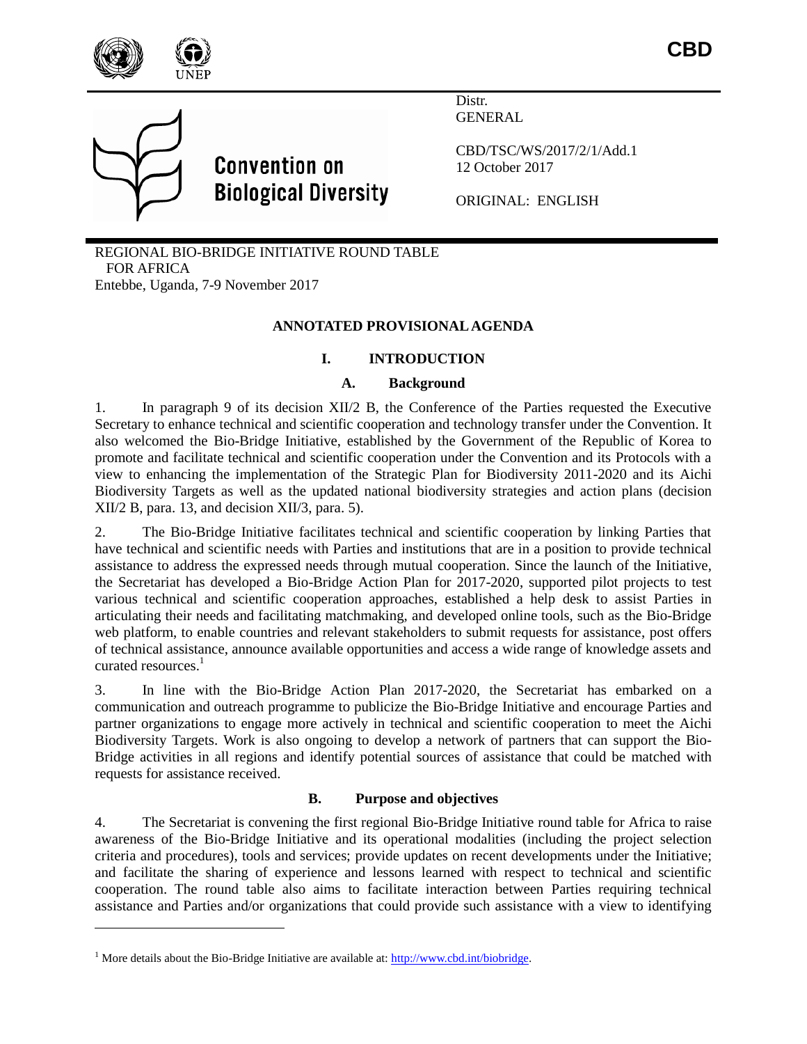CBD

Convention on Biological Diversity

Distr.
GENERAL

CBD/TSC/WS/2017/2/1/Add.1
12 October 2017

ORIGINAL: ENGLISH

REGIONAL BIO-BRIDGE INITIATIVE ROUND TABLE FOR AFRICA
Entebbe, Uganda, 7-9 November 2017

## ANNOTATED PROVISIONAL AGENDA

## I. INTRODUCTION

### A. Background

1. In paragraph 9 of its decision XII/2 B, the Conference of the Parties requested the Executive Secretary to enhance technical and scientific cooperation and technology transfer under the Convention. It also welcomed the Bio-Bridge Initiative, established by the Government of the Republic of Korea to promote and facilitate technical and scientific cooperation under the Convention and its Protocols with a view to enhancing the implementation of the Strategic Plan for Biodiversity 2011-2020 and its Aichi Biodiversity Targets as well as the updated national biodiversity strategies and action plans (decision XII/2 B, para. 13, and decision XII/3, para. 5).

2. The Bio-Bridge Initiative facilitates technical and scientific cooperation by linking Parties that have technical and scientific needs with Parties and institutions that are in a position to provide technical assistance to address the expressed needs through mutual cooperation. Since the launch of the Initiative, the Secretariat has developed a Bio-Bridge Action Plan for 2017-2020, supported pilot projects to test various technical and scientific cooperation approaches, established a help desk to assist Parties in articulating their needs and facilitating matchmaking, and developed online tools, such as the Bio-Bridge web platform, to enable countries and relevant stakeholders to submit requests for assistance, post offers of technical assistance, announce available opportunities and access a wide range of knowledge assets and curated resources.[1]

3. In line with the Bio-Bridge Action Plan 2017-2020, the Secretariat has embarked on a communication and outreach programme to publicize the Bio-Bridge Initiative and encourage Parties and partner organizations to engage more actively in technical and scientific cooperation to meet the Aichi Biodiversity Targets. Work is also ongoing to develop a network of partners that can support the Bio-Bridge activities in all regions and identify potential sources of assistance that could be matched with requests for assistance received.

### B. Purpose and objectives

4. The Secretariat is convening the first regional Bio-Bridge Initiative round table for Africa to raise awareness of the Bio-Bridge Initiative and its operational modalities (including the project selection criteria and procedures), tools and services; provide updates on recent developments under the Initiative; and facilitate the sharing of experience and lessons learned with respect to technical and scientific cooperation. The round table also aims to facilitate interaction between Parties requiring technical assistance and Parties and/or organizations that could provide such assistance with a view to identifying

[1] More details about the Bio-Bridge Initiative are available at: http://www.cbd.int/biobridge.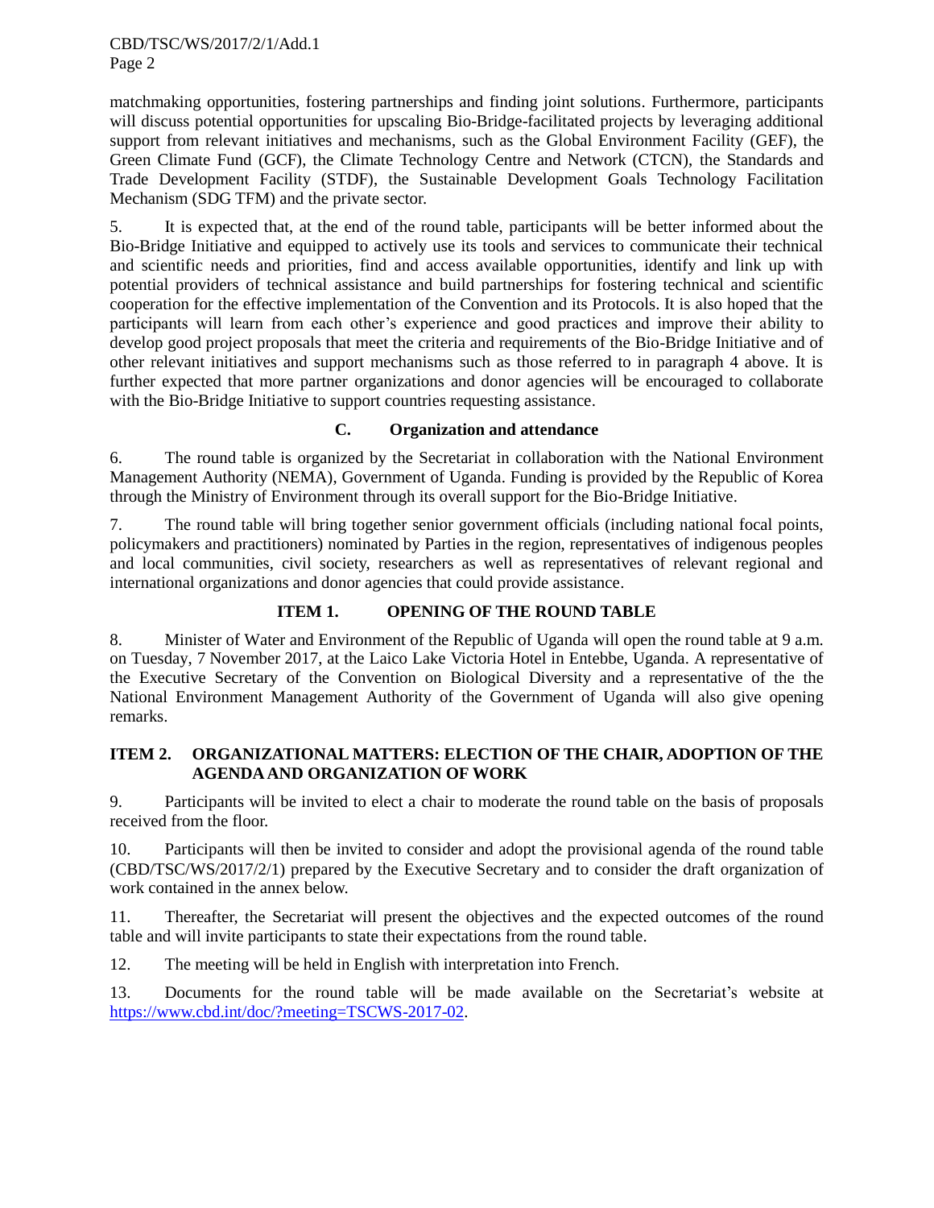matchmaking opportunities, fostering partnerships and finding joint solutions. Furthermore, participants will discuss potential opportunities for upscaling Bio-Bridge-facilitated projects by leveraging additional support from relevant initiatives and mechanisms, such as the Global Environment Facility (GEF), the Green Climate Fund (GCF), the Climate Technology Centre and Network (CTCN), the Standards and Trade Development Facility (STDF), the Sustainable Development Goals Technology Facilitation Mechanism (SDG TFM) and the private sector.

5. It is expected that, at the end of the round table, participants will be better informed about the Bio-Bridge Initiative and equipped to actively use its tools and services to communicate their technical and scientific needs and priorities, find and access available opportunities, identify and link up with potential providers of technical assistance and build partnerships for fostering technical and scientific cooperation for the effective implementation of the Convention and its Protocols. It is also hoped that the participants will learn from each other's experience and good practices and improve their ability to develop good project proposals that meet the criteria and requirements of the Bio-Bridge Initiative and of other relevant initiatives and support mechanisms such as those referred to in paragraph 4 above. It is further expected that more partner organizations and donor agencies will be encouraged to collaborate with the Bio-Bridge Initiative to support countries requesting assistance.

### C. Organization and attendance

6. The round table is organized by the Secretariat in collaboration with the National Environment Management Authority (NEMA), Government of Uganda. Funding is provided by the Republic of Korea through the Ministry of Environment through its overall support for the Bio-Bridge Initiative.

7. The round table will bring together senior government officials (including national focal points, policymakers and practitioners) nominated by Parties in the region, representatives of indigenous peoples and local communities, civil society, researchers as well as representatives of relevant regional and international organizations and donor agencies that could provide assistance.

## ITEM 1. OPENING OF THE ROUND TABLE

8. Minister of Water and Environment of the Republic of Uganda will open the round table at 9 a.m. on Tuesday, 7 November 2017, at the Laico Lake Victoria Hotel in Entebbe, Uganda. A representative of the Executive Secretary of the Convention on Biological Diversity and a representative of the the National Environment Management Authority of the Government of Uganda will also give opening remarks.

## ITEM 2. ORGANIZATIONAL MATTERS: ELECTION OF THE CHAIR, ADOPTION OF THE AGENDA AND ORGANIZATION OF WORK

9. Participants will be invited to elect a chair to moderate the round table on the basis of proposals received from the floor.

10. Participants will then be invited to consider and adopt the provisional agenda of the round table (CBD/TSC/WS/2017/2/1) prepared by the Executive Secretary and to consider the draft organization of work contained in the annex below.

11. Thereafter, the Secretariat will present the objectives and the expected outcomes of the round table and will invite participants to state their expectations from the round table.

12. The meeting will be held in English with interpretation into French.

13. Documents for the round table will be made available on the Secretariat's website at https://www.cbd.int/doc/?meeting=TSCWS-2017-02.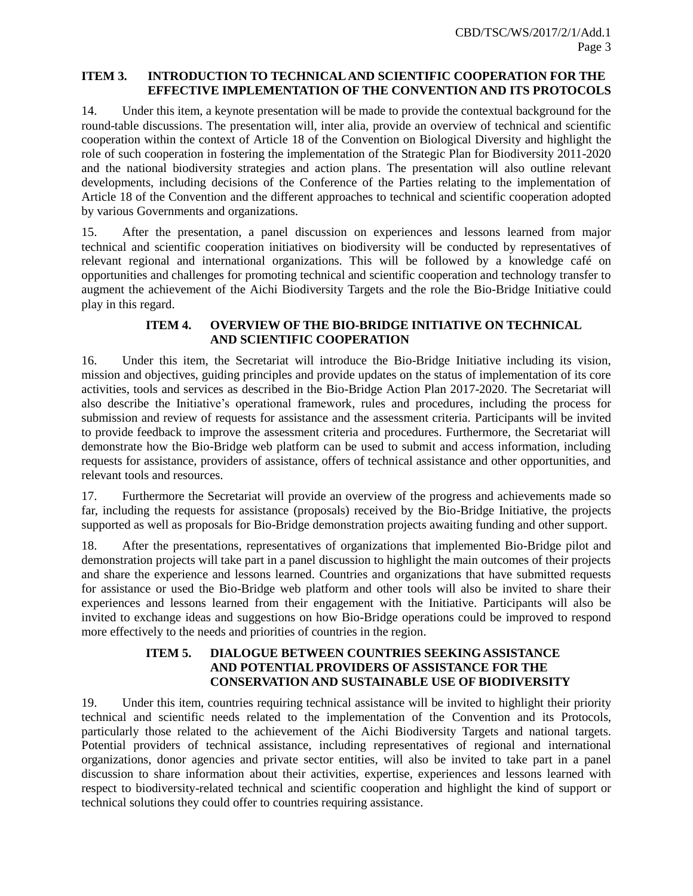## ITEM 3. INTRODUCTION TO TECHNICAL AND SCIENTIFIC COOPERATION FOR THE EFFECTIVE IMPLEMENTATION OF THE CONVENTION AND ITS PROTOCOLS

14. Under this item, a keynote presentation will be made to provide the contextual background for the round-table discussions. The presentation will, inter alia, provide an overview of technical and scientific cooperation within the context of Article 18 of the Convention on Biological Diversity and highlight the role of such cooperation in fostering the implementation of the Strategic Plan for Biodiversity 2011-2020 and the national biodiversity strategies and action plans. The presentation will also outline relevant developments, including decisions of the Conference of the Parties relating to the implementation of Article 18 of the Convention and the different approaches to technical and scientific cooperation adopted by various Governments and organizations.

15. After the presentation, a panel discussion on experiences and lessons learned from major technical and scientific cooperation initiatives on biodiversity will be conducted by representatives of relevant regional and international organizations. This will be followed by a knowledge café on opportunities and challenges for promoting technical and scientific cooperation and technology transfer to augment the achievement of the Aichi Biodiversity Targets and the role the Bio-Bridge Initiative could play in this regard.

## ITEM 4. OVERVIEW OF THE BIO-BRIDGE INITIATIVE ON TECHNICAL AND SCIENTIFIC COOPERATION

16. Under this item, the Secretariat will introduce the Bio-Bridge Initiative including its vision, mission and objectives, guiding principles and provide updates on the status of implementation of its core activities, tools and services as described in the Bio-Bridge Action Plan 2017-2020. The Secretariat will also describe the Initiative's operational framework, rules and procedures, including the process for submission and review of requests for assistance and the assessment criteria. Participants will be invited to provide feedback to improve the assessment criteria and procedures. Furthermore, the Secretariat will demonstrate how the Bio-Bridge web platform can be used to submit and access information, including requests for assistance, providers of assistance, offers of technical assistance and other opportunities, and relevant tools and resources.

17. Furthermore the Secretariat will provide an overview of the progress and achievements made so far, including the requests for assistance (proposals) received by the Bio-Bridge Initiative, the projects supported as well as proposals for Bio-Bridge demonstration projects awaiting funding and other support.

18. After the presentations, representatives of organizations that implemented Bio-Bridge pilot and demonstration projects will take part in a panel discussion to highlight the main outcomes of their projects and share the experience and lessons learned. Countries and organizations that have submitted requests for assistance or used the Bio-Bridge web platform and other tools will also be invited to share their experiences and lessons learned from their engagement with the Initiative. Participants will also be invited to exchange ideas and suggestions on how Bio-Bridge operations could be improved to respond more effectively to the needs and priorities of countries in the region.

## ITEM 5. DIALOGUE BETWEEN COUNTRIES SEEKING ASSISTANCE AND POTENTIAL PROVIDERS OF ASSISTANCE FOR THE CONSERVATION AND SUSTAINABLE USE OF BIODIVERSITY

19. Under this item, countries requiring technical assistance will be invited to highlight their priority technical and scientific needs related to the implementation of the Convention and its Protocols, particularly those related to the achievement of the Aichi Biodiversity Targets and national targets. Potential providers of technical assistance, including representatives of regional and international organizations, donor agencies and private sector entities, will also be invited to take part in a panel discussion to share information about their activities, expertise, experiences and lessons learned with respect to biodiversity-related technical and scientific cooperation and highlight the kind of support or technical solutions they could offer to countries requiring assistance.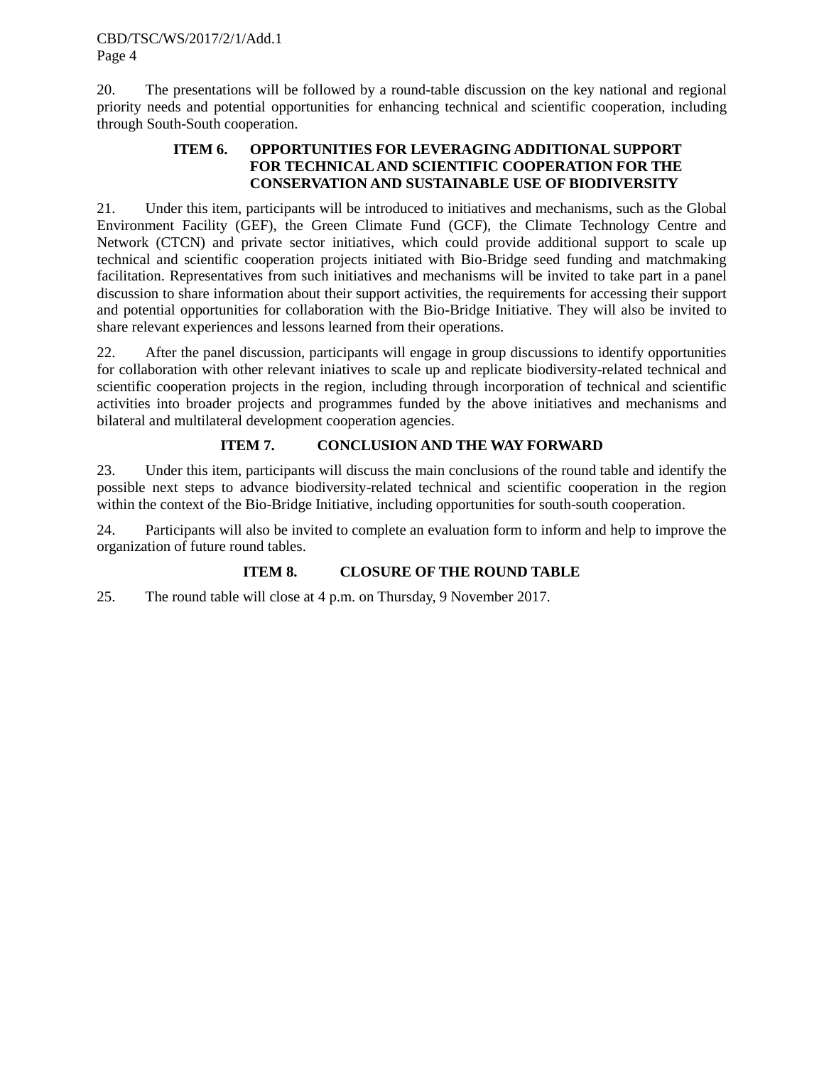20. The presentations will be followed by a round-table discussion on the key national and regional priority needs and potential opportunities for enhancing technical and scientific cooperation, including through South-South cooperation.

### ITEM 6. OPPORTUNITIES FOR LEVERAGING ADDITIONAL SUPPORT FOR TECHNICAL AND SCIENTIFIC COOPERATION FOR THE CONSERVATION AND SUSTAINABLE USE OF BIODIVERSITY

21. Under this item, participants will be introduced to initiatives and mechanisms, such as the Global Environment Facility (GEF), the Green Climate Fund (GCF), the Climate Technology Centre and Network (CTCN) and private sector initiatives, which could provide additional support to scale up technical and scientific cooperation projects initiated with Bio-Bridge seed funding and matchmaking facilitation. Representatives from such initiatives and mechanisms will be invited to take part in a panel discussion to share information about their support activities, the requirements for accessing their support and potential opportunities for collaboration with the Bio-Bridge Initiative. They will also be invited to share relevant experiences and lessons learned from their operations.

22. After the panel discussion, participants will engage in group discussions to identify opportunities for collaboration with other relevant iniatives to scale up and replicate biodiversity-related technical and scientific cooperation projects in the region, including through incorporation of technical and scientific activities into broader projects and programmes funded by the above initiatives and mechanisms and bilateral and multilateral development cooperation agencies.

### ITEM 7. CONCLUSION AND THE WAY FORWARD

23. Under this item, participants will discuss the main conclusions of the round table and identify the possible next steps to advance biodiversity-related technical and scientific cooperation in the region within the context of the Bio-Bridge Initiative, including opportunities for south-south cooperation.

24. Participants will also be invited to complete an evaluation form to inform and help to improve the organization of future round tables.

### ITEM 8. CLOSURE OF THE ROUND TABLE

25. The round table will close at 4 p.m. on Thursday, 9 November 2017.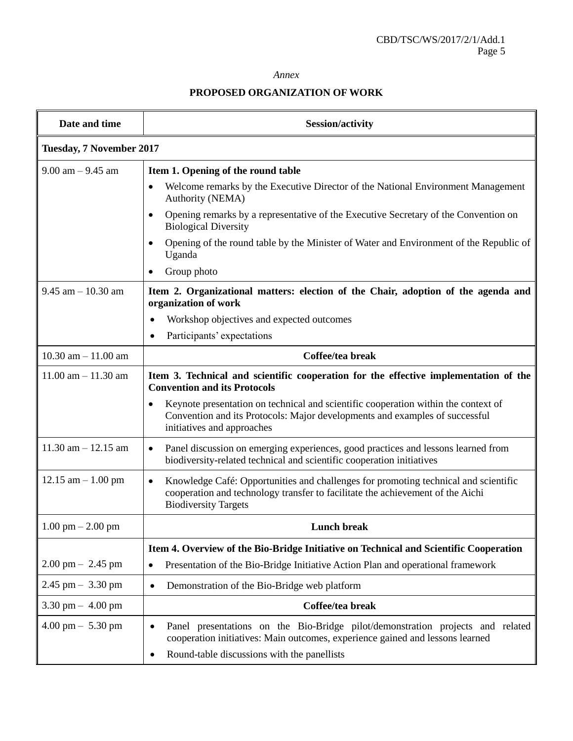*Annex*

**PROPOSED ORGANIZATION OF WORK**

| Date and time | Session/activity |
|---|---|
| **Tuesday, 7 November 2017** | |
| 9.00 am – 9.45 am | **Item 1. Opening of the round table**<br>• Welcome remarks by the Executive Director of the National Environment Management Authority (NEMA)<br>• Opening remarks by a representative of the Executive Secretary of the Convention on Biological Diversity<br>• Opening of the round table by the Minister of Water and Environment of the Republic of Uganda<br>• Group photo |
| 9.45 am – 10.30 am | **Item 2. Organizational matters: election of the Chair, adoption of the agenda and organization of work**<br>• Workshop objectives and expected outcomes<br>• Participants' expectations |
| 10.30 am – 11.00 am | **Coffee/tea break** |
| 11.00 am – 11.30 am | **Item 3. Technical and scientific cooperation for the effective implementation of the Convention and its Protocols**<br>• Keynote presentation on technical and scientific cooperation within the context of Convention and its Protocols: Major developments and examples of successful initiatives and approaches |
| 11.30 am – 12.15 am | • Panel discussion on emerging experiences, good practices and lessons learned from biodiversity-related technical and scientific cooperation initiatives |
| 12.15 am – 1.00 pm | • Knowledge Café: Opportunities and challenges for promoting technical and scientific cooperation and technology transfer to facilitate the achievement of the Aichi Biodiversity Targets |
| 1.00 pm – 2.00 pm | **Lunch break** |
| 2.00 pm – 2.45 pm | **Item 4. Overview of the Bio-Bridge Initiative on Technical and Scientific Cooperation**<br>• Presentation of the Bio-Bridge Initiative Action Plan and operational framework |
| 2.45 pm – 3.30 pm | • Demonstration of the Bio-Bridge web platform |
| 3.30 pm – 4.00 pm | **Coffee/tea break** |
| 4.00 pm – 5.30 pm | • Panel presentations on the Bio-Bridge pilot/demonstration projects and related cooperation initiatives: Main outcomes, experience gained and lessons learned<br>• Round-table discussions with the panellists |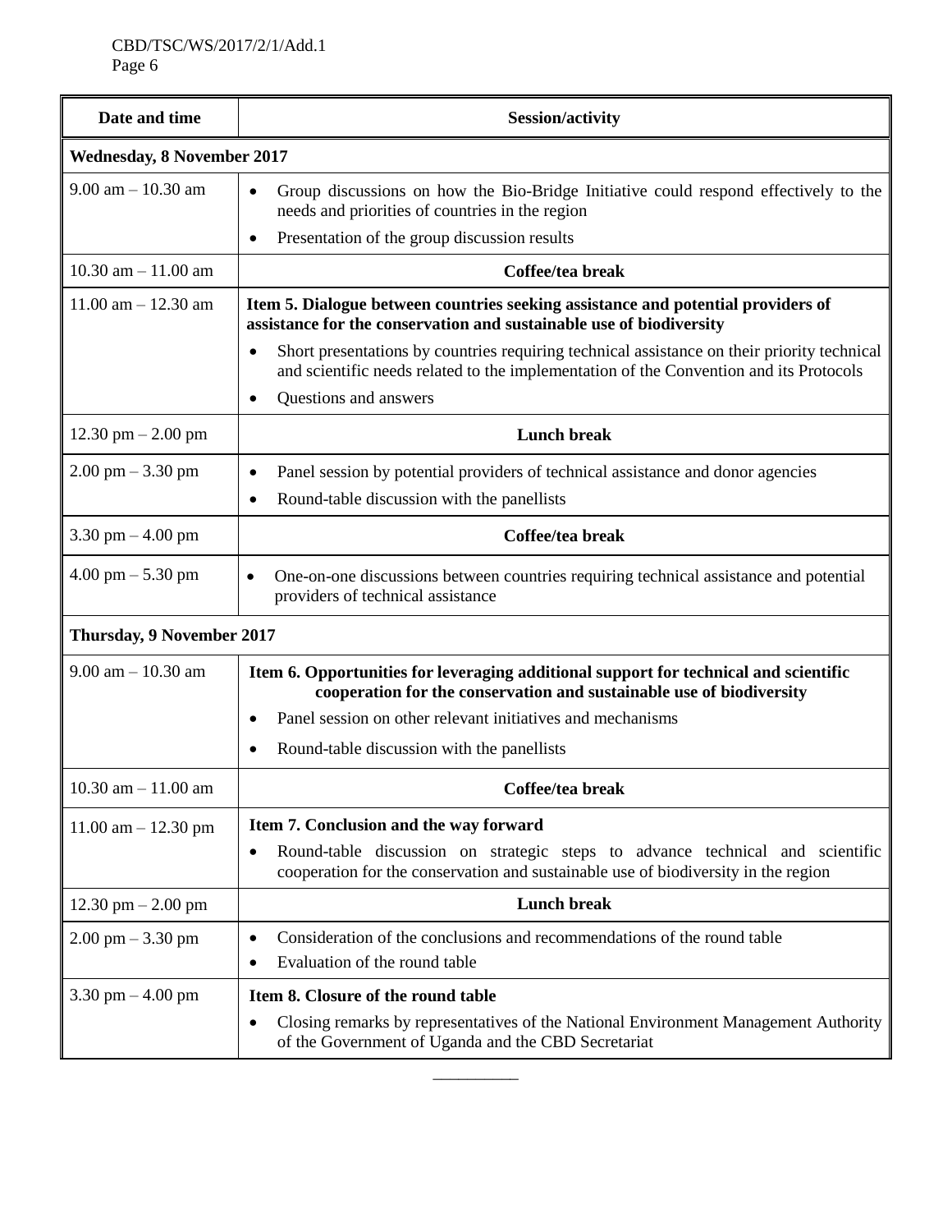| Date and time | Session/activity |
| --- | --- |
| **Wednesday, 8 November 2017** | |
| 9.00 am – 10.30 am | • Group discussions on how the Bio-Bridge Initiative could respond effectively to the needs and priorities of countries in the region<br>• Presentation of the group discussion results |
| 10.30 am – 11.00 am | **Coffee/tea break** |
| 11.00 am – 12.30 am | **Item 5. Dialogue between countries seeking assistance and potential providers of assistance for the conservation and sustainable use of biodiversity**<br>• Short presentations by countries requiring technical assistance on their priority technical and scientific needs related to the implementation of the Convention and its Protocols<br>• Questions and answers |
| 12.30 pm – 2.00 pm | **Lunch break** |
| 2.00 pm – 3.30 pm | • Panel session by potential providers of technical assistance and donor agencies<br>• Round-table discussion with the panellists |
| 3.30 pm – 4.00 pm | **Coffee/tea break** |
| 4.00 pm – 5.30 pm | • One-on-one discussions between countries requiring technical assistance and potential providers of technical assistance |
| **Thursday, 9 November 2017** | |
| 9.00 am – 10.30 am | **Item 6. Opportunities for leveraging additional support for technical and scientific cooperation for the conservation and sustainable use of biodiversity**<br>• Panel session on other relevant initiatives and mechanisms<br>• Round-table discussion with the panellists |
| 10.30 am – 11.00 am | **Coffee/tea break** |
| 11.00 am – 12.30 pm | **Item 7. Conclusion and the way forward**<br>• Round-table discussion on strategic steps to advance technical and scientific cooperation for the conservation and sustainable use of biodiversity in the region |
| 12.30 pm – 2.00 pm | **Lunch break** |
| 2.00 pm – 3.30 pm | • Consideration of the conclusions and recommendations of the round table<br>• Evaluation of the round table |
| 3.30 pm – 4.00 pm | **Item 8. Closure of the round table**<br>• Closing remarks by representatives of the National Environment Management Authority of the Government of Uganda and the CBD Secretariat |

__________